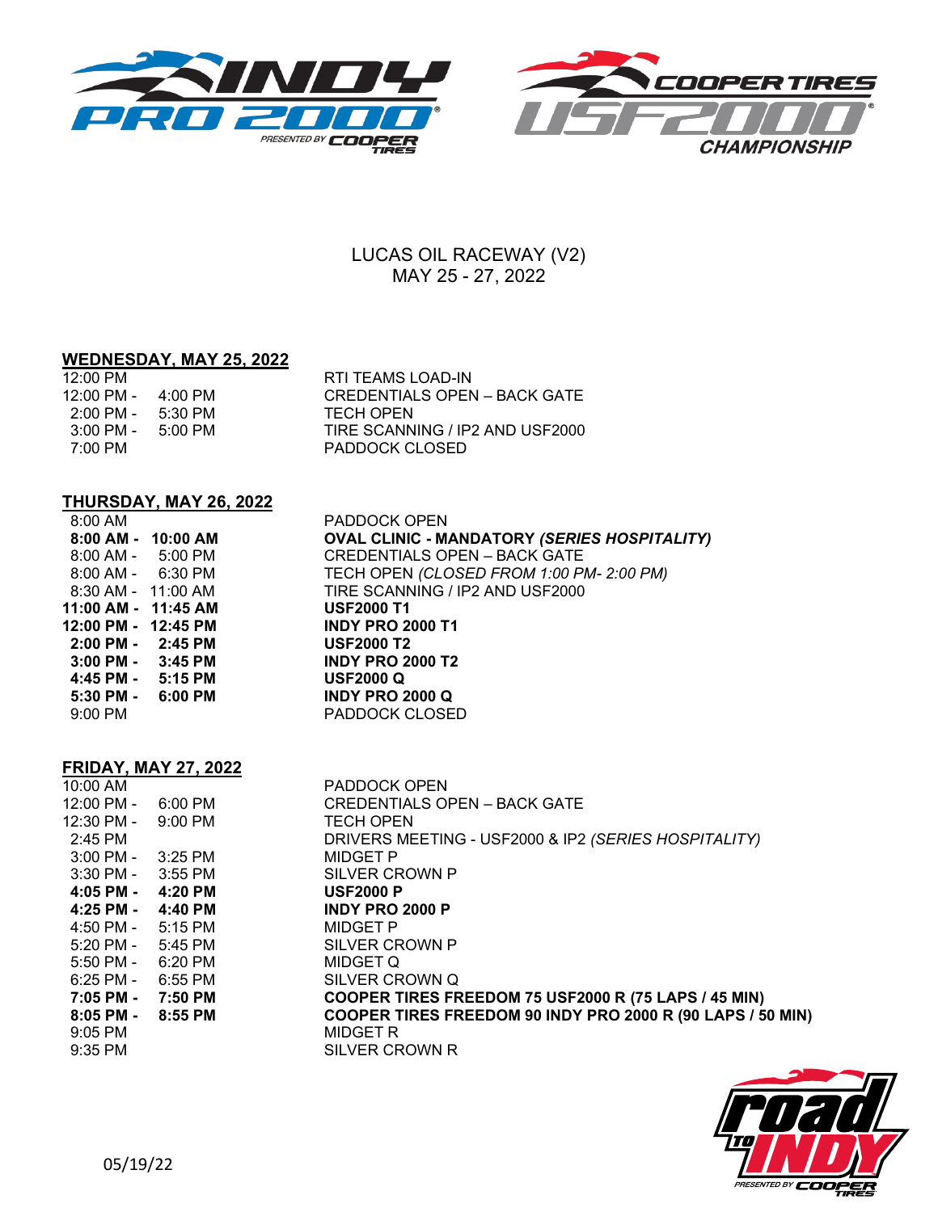LUCAS OIL RACEWAY (V2)
MAY 25 - 27, 2022

## WEDNESDAY, MAY 25, 2022

| Time | Event |
|---|---|
| 12:00 PM | RTI TEAMS LOAD-IN |
| 12:00 PM - 4:00 PM | CREDENTIALS OPEN – BACK GATE |
| 2:00 PM - 5:30 PM | TECH OPEN |
| 3:00 PM - 5:00 PM | TIRE SCANNING / IP2 AND USF2000 |
| 7:00 PM | PADDOCK CLOSED |

## THURSDAY, MAY 26, 2022

| Time | Event |
|---|---|
| 8:00 AM | PADDOCK OPEN |
| **8:00 AM - 10:00 AM** | **OVAL CLINIC - MANDATORY *(SERIES HOSPITALITY)*** |
| 8:00 AM - 5:00 PM | CREDENTIALS OPEN – BACK GATE |
| 8:00 AM - 6:30 PM | TECH OPEN *(CLOSED FROM 1:00 PM- 2:00 PM)* |
| 8:30 AM - 11:00 AM | TIRE SCANNING / IP2 AND USF2000 |
| **11:00 AM - 11:45 AM** | **USF2000 T1** |
| **12:00 PM - 12:45 PM** | **INDY PRO 2000 T1** |
| **2:00 PM - 2:45 PM** | **USF2000 T2** |
| **3:00 PM - 3:45 PM** | **INDY PRO 2000 T2** |
| **4:45 PM - 5:15 PM** | **USF2000 Q** |
| **5:30 PM - 6:00 PM** | **INDY PRO 2000 Q** |
| 9:00 PM | PADDOCK CLOSED |

## FRIDAY, MAY 27, 2022

| Time | Event |
|---|---|
| 10:00 AM | PADDOCK OPEN |
| 12:00 PM - 6:00 PM | CREDENTIALS OPEN – BACK GATE |
| 12:30 PM - 9:00 PM | TECH OPEN |
| 2:45 PM | DRIVERS MEETING - USF2000 & IP2 *(SERIES HOSPITALITY)* |
| 3:00 PM - 3:25 PM | MIDGET P |
| 3:30 PM - 3:55 PM | SILVER CROWN P |
| **4:05 PM - 4:20 PM** | **USF2000 P** |
| **4:25 PM - 4:40 PM** | **INDY PRO 2000 P** |
| 4:50 PM - 5:15 PM | MIDGET P |
| 5:20 PM - 5:45 PM | SILVER CROWN P |
| 5:50 PM - 6:20 PM | MIDGET Q |
| 6:25 PM - 6:55 PM | SILVER CROWN Q |
| **7:05 PM - 7:50 PM** | **COOPER TIRES FREEDOM 75 USF2000 R (75 LAPS / 45 MIN)** |
| **8:05 PM - 8:55 PM** | **COOPER TIRES FREEDOM 90 INDY PRO 2000 R (90 LAPS / 50 MIN)** |
| 9:05 PM | MIDGET R |
| 9:35 PM | SILVER CROWN R |

05/19/22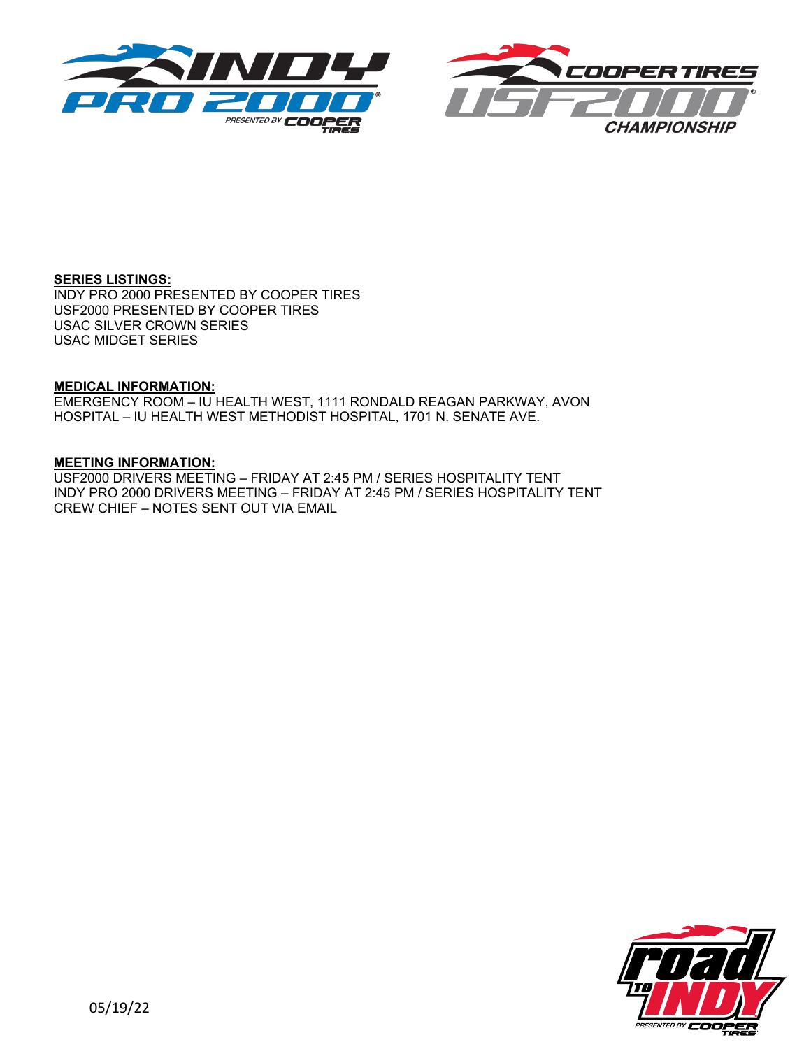**SERIES LISTINGS:**
INDY PRO 2000 PRESENTED BY COOPER TIRES
USF2000 PRESENTED BY COOPER TIRES
USAC SILVER CROWN SERIES
USAC MIDGET SERIES

**MEDICAL INFORMATION:**
EMERGENCY ROOM – IU HEALTH WEST, 1111 RONDALD REAGAN PARKWAY, AVON
HOSPITAL – IU HEALTH WEST METHODIST HOSPITAL, 1701 N. SENATE AVE.

**MEETING INFORMATION:**
USF2000 DRIVERS MEETING – FRIDAY AT 2:45 PM / SERIES HOSPITALITY TENT
INDY PRO 2000 DRIVERS MEETING – FRIDAY AT 2:45 PM / SERIES HOSPITALITY TENT
CREW CHIEF – NOTES SENT OUT VIA EMAIL

05/19/22